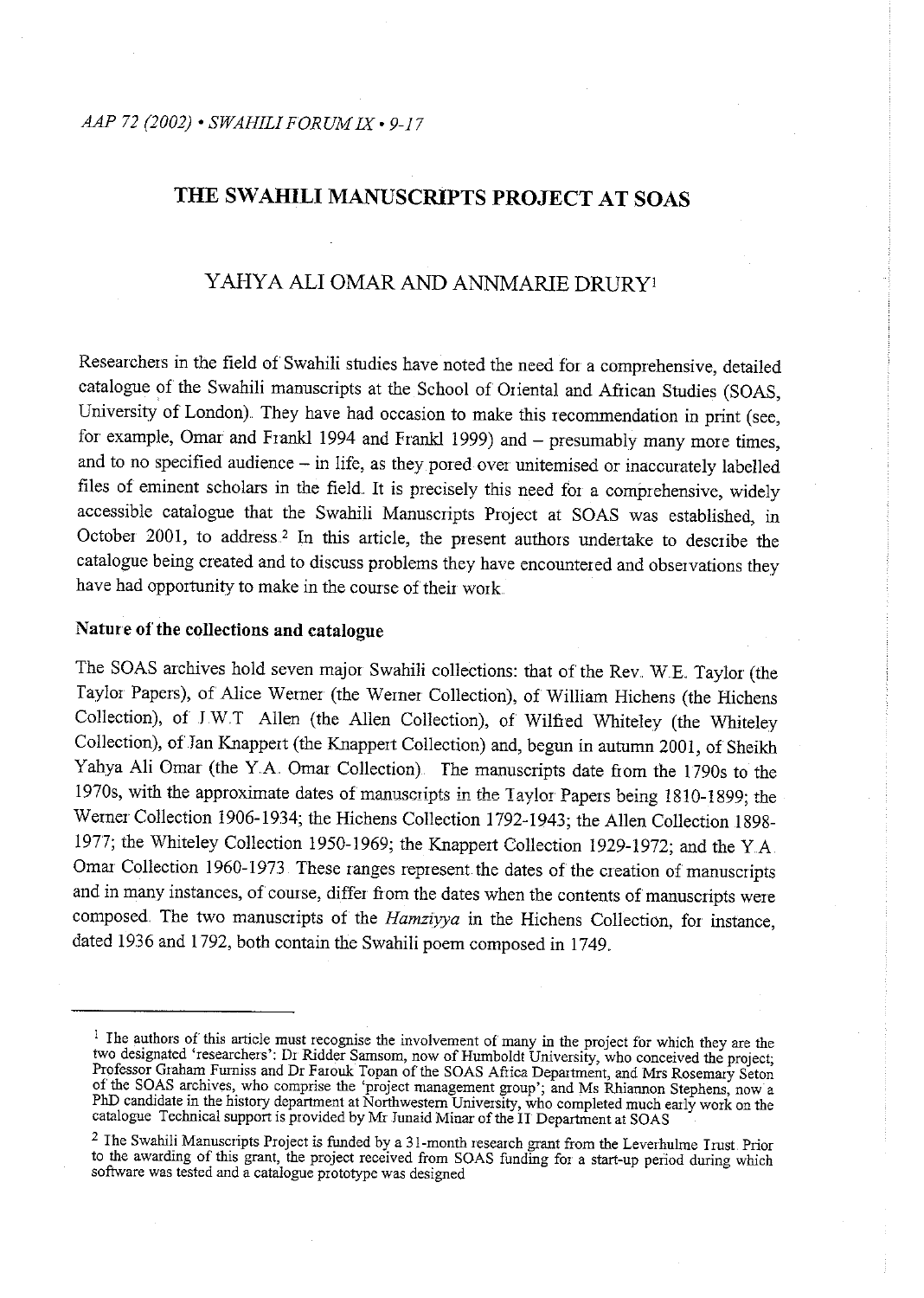# THE SWAHILI MANUSCRIPTS PROJECT AT SOAS

## YAHYA ALI OMAR AND ANNMARIE DRURY[1]

Researchers in the field of Swahili studies have noted the need for a comprehensive, detailed catalogue of the Swahili manuscripts at the School of Oriental and African Studies (SOAS, University of London). They have had occasion to make this recommendation in print (see, for example, Omar and Frankl 1994 and Frankl 1999) and – presumably many more times, and to no specified audience – in life, as they pored over unitemised or inaccurately labelled files of eminent scholars in the field. It is precisely this need for a comprehensive, widely accessible catalogue that the Swahili Manuscripts Project at SOAS was established, in October 2001, to address.[2] In this article, the present authors undertake to describe the catalogue being created and to discuss problems they have encountered and observations they have had opportunity to make in the course of their work.

### Nature of the collections and catalogue

The SOAS archives hold seven major Swahili collections: that of the Rev. W.E. Taylor (the Taylor Papers), of Alice Werner (the Werner Collection), of William Hichens (the Hichens Collection), of J.W.T. Allen (the Allen Collection), of Wilfred Whiteley (the Whiteley Collection), of Jan Knappert (the Knappert Collection) and, begun in autumn 2001, of Sheikh Yahya Ali Omar (the Y.A. Omar Collection). The manuscripts date from the 1790s to the 1970s, with the approximate dates of manuscripts in the Taylor Papers being 1810-1899; the Werner Collection 1906-1934; the Hichens Collection 1792-1943; the Allen Collection 1898-1977; the Whiteley Collection 1950-1969; the Knappert Collection 1929-1972; and the Y.A. Omar Collection 1960-1973. These ranges represent the dates of the creation of manuscripts and in many instances, of course, differ from the dates when the contents of manuscripts were composed. The two manuscripts of the *Hamziyya* in the Hichens Collection, for instance, dated 1936 and 1792, both contain the Swahili poem composed in 1749.

---

[1] The authors of this article must recognise the involvement of many in the project for which they are the two designated 'researchers': Dr Ridder Samsom, now of Humboldt University, who conceived the project; Professor Graham Furniss and Dr Farouk Topan of the SOAS Africa Department, and Mrs Rosemary Seton of the SOAS archives, who comprise the 'project management group'; and Ms Rhiannon Stephens, now a PhD candidate in the history department at Northwestern University, who completed much early work on the catalogue. Technical support is provided by Mr Junaid Minar of the IT Department at SOAS.

[2] The Swahili Manuscripts Project is funded by a 31-month research grant from the Leverhulme Trust. Prior to the awarding of this grant, the project received from SOAS funding for a start-up period during which software was tested and a catalogue prototype was designed.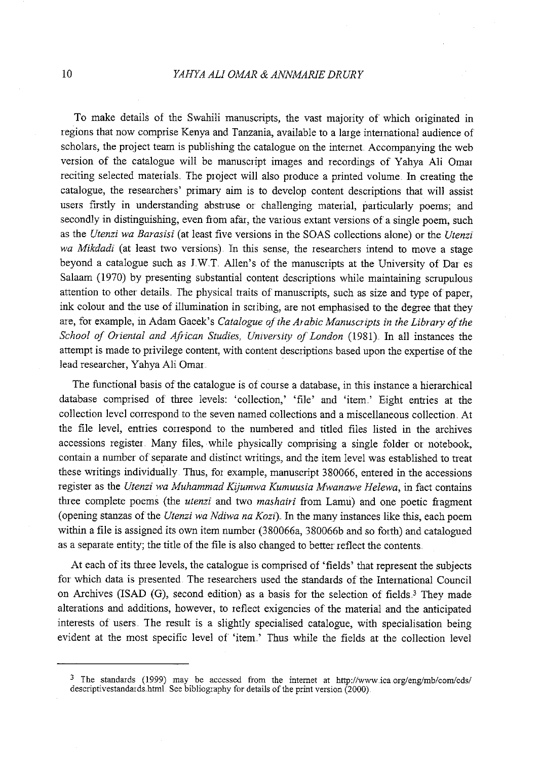To make details of the Swahili manuscripts, the vast majority of which originated in regions that now comprise Kenya and Tanzania, available to a large international audience of scholars, the project team is publishing the catalogue on the internet. Accompanying the web version of the catalogue will be manuscript images and recordings of Yahya Ali Omar reciting selected materials. The project will also produce a printed volume. In creating the catalogue, the researchers' primary aim is to develop content descriptions that will assist users firstly in understanding abstruse or challenging material, particularly poems; and secondly in distinguishing, even from afar, the various extant versions of a single poem, such as the *Utenzi wa Barasisi* (at least five versions in the SOAS collections alone) or the *Utenzi wa Mikdadi* (at least two versions). In this sense, the researchers intend to move a stage beyond a catalogue such as J.W.T. Allen's of the manuscripts at the University of Dar es Salaam (1970) by presenting substantial content descriptions while maintaining scrupulous attention to other details. The physical traits of manuscripts, such as size and type of paper, ink colour and the use of illumination in scribing, are not emphasised to the degree that they are, for example, in Adam Gacek's *Catalogue of the Arabic Manuscripts in the Library of the School of Oriental and African Studies, University of London* (1981). In all instances the attempt is made to privilege content, with content descriptions based upon the expertise of the lead researcher, Yahya Ali Omar.

The functional basis of the catalogue is of course a database, in this instance a hierarchical database comprised of three levels: 'collection,' 'file' and 'item.' Eight entries at the collection level correspond to the seven named collections and a miscellaneous collection. At the file level, entries correspond to the numbered and titled files listed in the archives accessions register. Many files, while physically comprising a single folder or notebook, contain a number of separate and distinct writings, and the item level was established to treat these writings individually. Thus, for example, manuscript 380066, entered in the accessions register as the *Utenzi wa Muhammad Kijumwa Kumuusia Mwanawe Helewa*, in fact contains three complete poems (the *utenzi* and two *mashairi* from Lamu) and one poetic fragment (opening stanzas of the *Utenzi wa Ndiwa na Kozi*). In the many instances like this, each poem within a file is assigned its own item number (380066a, 380066b and so forth) and catalogued as a separate entity; the title of the file is also changed to better reflect the contents.

At each of its three levels, the catalogue is comprised of 'fields' that represent the subjects for which data is presented. The researchers used the standards of the International Council on Archives (ISAD (G), second edition) as a basis for the selection of fields.[3] They made alterations and additions, however, to reflect exigencies of the material and the anticipated interests of users. The result is a slightly specialised catalogue, with specialisation being evident at the most specific level of 'item.' Thus while the fields at the collection level

---

[3] The standards (1999) may be accessed from the internet at http://www.ica.org/eng/mb/com/cds/descriptivestandards.html. See bibliography for details of the print version (2000).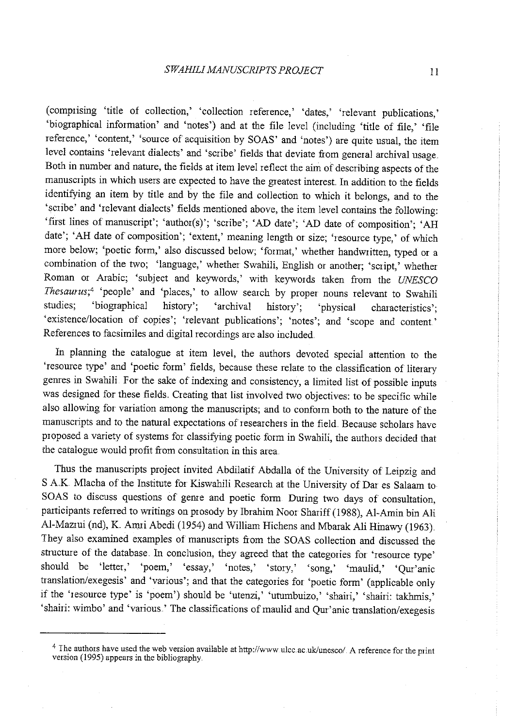(comprising 'title of collection,' 'collection reference,' 'dates,' 'relevant publications,' 'biographical information' and 'notes') and at the file level (including 'title of file,' 'file reference,' 'content,' 'source of acquisition by SOAS' and 'notes') are quite usual, the item level contains 'relevant dialects' and 'scribe' fields that deviate from general archival usage. Both in number and nature, the fields at item level reflect the aim of describing aspects of the manuscripts in which users are expected to have the greatest interest. In addition to the fields identifying an item by title and by the file and collection to which it belongs, and to the 'scribe' and 'relevant dialects' fields mentioned above, the item level contains the following: 'first lines of manuscript'; 'author(s)'; 'scribe'; 'AD date'; 'AD date of composition'; 'AH date'; 'AH date of composition'; 'extent,' meaning length or size; 'resource type,' of which more below; 'poetic form,' also discussed below; 'format,' whether handwritten, typed or a combination of the two; 'language,' whether Swahili, English or another; 'script,' whether Roman or Arabic; 'subject and keywords,' with keywords taken from the *UNESCO Thesaurus*;[4] 'people' and 'places,' to allow search by proper nouns relevant to Swahili studies; 'biographical history'; 'archival history'; 'physical characteristics'; 'existence/location of copies'; 'relevant publications'; 'notes'; and 'scope and content.' References to facsimiles and digital recordings are also included.

In planning the catalogue at item level, the authors devoted special attention to the 'resource type' and 'poetic form' fields, because these relate to the classification of literary genres in Swahili. For the sake of indexing and consistency, a limited list of possible inputs was designed for these fields. Creating that list involved two objectives: to be specific while also allowing for variation among the manuscripts; and to conform both to the nature of the manuscripts and to the natural expectations of researchers in the field. Because scholars have proposed a variety of systems for classifying poetic form in Swahili, the authors decided that the catalogue would profit from consultation in this area.

Thus the manuscripts project invited Abdilatif Abdalla of the University of Leipzig and S.A.K. Mlacha of the Institute for Kiswahili Research at the University of Dar es Salaam to SOAS to discuss questions of genre and poetic form. During two days of consultation, participants referred to writings on prosody by Ibrahim Noor Shariff (1988), Al-Amin bin Ali Al-Mazrui (nd), K. Amri Abedi (1954) and William Hichens and Mbarak Ali Hinawy (1963). They also examined examples of manuscripts from the SOAS collection and discussed the structure of the database. In conclusion, they agreed that the categories for 'resource type' should be 'letter,' 'poem,' 'essay,' 'notes,' 'story,' 'song,' 'maulid,' 'Qur'anic translation/exegesis' and 'various'; and that the categories for 'poetic form' (applicable only if the 'resource type' is 'poem') should be 'utenzi,' 'utumbuizo,' 'shairi,' 'shairi: takhmis,' 'shairi: wimbo' and 'various.' The classifications of maulid and Qur'anic translation/exegesis

[4] The authors have used the web version available at http://www.ulcc.ac.uk/unesco/. A reference for the print version (1995) appears in the bibliography.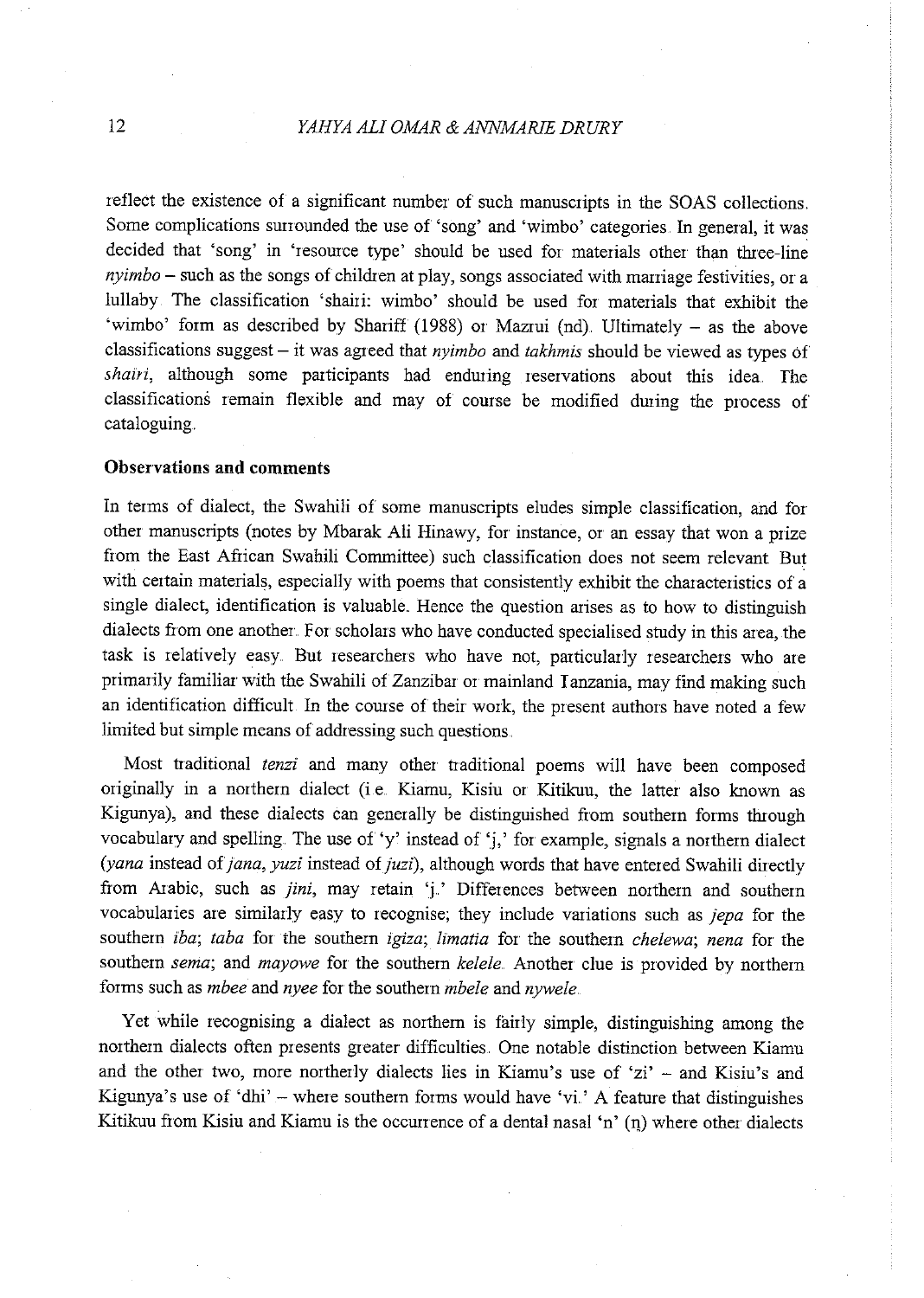reflect the existence of a significant number of such manuscripts in the SOAS collections. Some complications surrounded the use of 'song' and 'wimbo' categories. In general, it was decided that 'song' in 'resource type' should be used for materials other than three-line *nyimbo* – such as the songs of children at play, songs associated with marriage festivities, or a lullaby. The classification 'shairi: wimbo' should be used for materials that exhibit the 'wimbo' form as described by Shariff (1988) or Mazrui (nd). Ultimately – as the above classifications suggest – it was agreed that *nyimbo* and *takhmis* should be viewed as types of *shairi*, although some participants had enduring reservations about this idea. The classifications remain flexible and may of course be modified during the process of cataloguing.

### Observations and comments

In terms of dialect, the Swahili of some manuscripts eludes simple classification, and for other manuscripts (notes by Mbarak Ali Hinawy, for instance, or an essay that won a prize from the East African Swahili Committee) such classification does not seem relevant. But with certain materials, especially with poems that consistently exhibit the characteristics of a single dialect, identification is valuable. Hence the question arises as to how to distinguish dialects from one another. For scholars who have conducted specialised study in this area, the task is relatively easy. But researchers who have not, particularly researchers who are primarily familiar with the Swahili of Zanzibar or mainland Tanzania, may find making such an identification difficult. In the course of their work, the present authors have noted a few limited but simple means of addressing such questions.

Most traditional *tenzi* and many other traditional poems will have been composed originally in a northern dialect (i.e. Kiamu, Kisiu or Kitikuu, the latter also known as Kigunya), and these dialects can generally be distinguished from southern forms through vocabulary and spelling. The use of 'y' instead of 'j,' for example, signals a northern dialect (*yana* instead of *jana*, *yuzi* instead of *juzi*), although words that have entered Swahili directly from Arabic, such as *jini*, may retain 'j.' Differences between northern and southern vocabularies are similarly easy to recognise; they include variations such as *jepa* for the southern *iba*; *taba* for the southern *igiza*; *limatia* for the southern *chelewa*; *nena* for the southern *sema*; and *mayowe* for the southern *kelele*. Another clue is provided by northern forms such as *mbee* and *nyee* for the southern *mbele* and *nywele*.

Yet while recognising a dialect as northern is fairly simple, distinguishing among the northern dialects often presents greater difficulties. One notable distinction between Kiamu and the other two, more northerly dialects lies in Kiamu's use of 'zi' – and Kisiu's and Kigunya's use of 'dhi' – where southern forms would have 'vi.' A feature that distinguishes Kitikuu from Kisiu and Kiamu is the occurrence of a dental nasal 'n' (n̪) where other dialects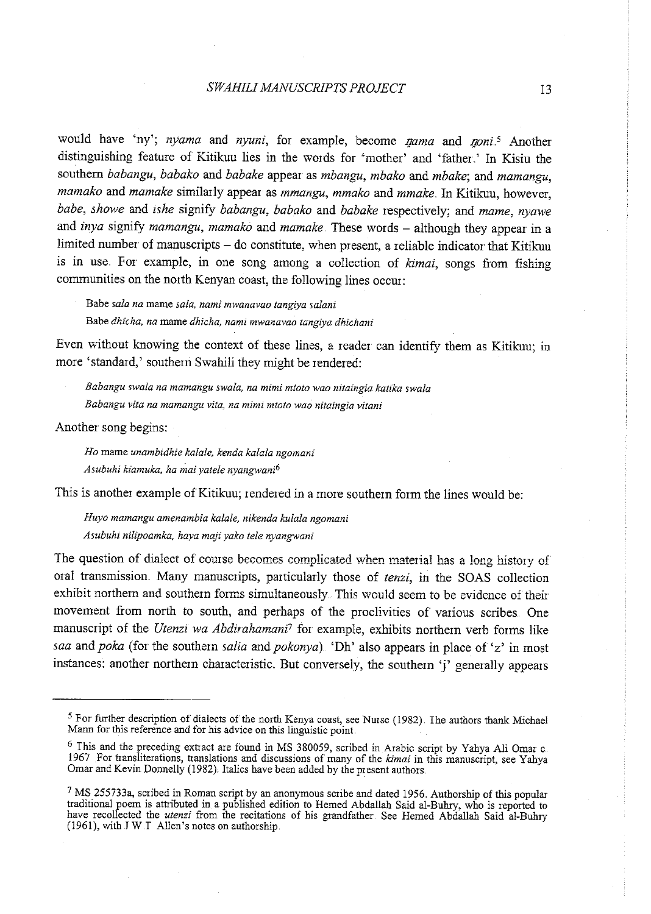would have 'ny'; *nyama* and *nyuni*, for example, become *ŋama* and *ŋoni*.[5] Another distinguishing feature of Kitikuu lies in the words for 'mother' and 'father.' In Kisiu the southern *babangu*, *babako* and *babake* appear as *mbangu*, *mbako* and *mbake*; and *mamangu*, *mamako* and *mamake* similarly appear as *mmangu*, *mmako* and *mmake*. In Kitikuu, however, *babe*, *showe* and *ishe* signify *babangu*, *babako* and *babake* respectively; and *mame*, *nyawe* and *inya* signify *mamangu*, *mamako* and *mamake*. These words – although they appear in a limited number of manuscripts – do constitute, when present, a reliable indicator that Kitikuu is in use. For example, in one song among a collection of *kimai*, songs from fishing communities on the north Kenyan coast, the following lines occur:

> Babe *sala na* mame *sala, nami mwanavao tangiya salani*
> Babe *dhicha, na* mame *dhicha, nami mwanavao tangiya dhichani*

Even without knowing the context of these lines, a reader can identify them as Kitikuu; in more 'standard,' southern Swahili they might be rendered:

> *Babangu swala na mamangu swala, na mimi mtoto wao nitaingia katika swala*
> *Babangu vita na mamangu vita, na mimi mtoto wao nitaingia vitani*

Another song begins:

> *Ho* mame *unambidhie kalale, kenda kalala ngomani*
> *Asubuhi kiamuka, ha mai yatele nyangwani*[6]

This is another example of Kitikuu; rendered in a more southern form the lines would be:

> *Huyo mamangu amenambia kalale, nikenda kulala ngomani*
> *Asubuhi nilipoamka, haya maji yako tele nyangwani*

The question of dialect of course becomes complicated when material has a long history of oral transmission. Many manuscripts, particularly those of *tenzi*, in the SOAS collection exhibit northern and southern forms simultaneously. This would seem to be evidence of their movement from north to south, and perhaps of the proclivities of various scribes. One manuscript of the *Utenzi wa Abdirahamani*[7] for example, exhibits northern verb forms like *saa* and *poka* (for the southern *salia* and *pokonya*). 'Dh' also appears in place of 'z' in most instances: another northern characteristic. But conversely, the southern 'j' generally appears

---

[5] For further description of dialects of the north Kenya coast, see Nurse (1982). The authors thank Michael Mann for this reference and for his advice on this linguistic point.

[6] This and the preceding extract are found in MS 380059, scribed in Arabic script by Yahya Ali Omar c. 1967. For transliterations, translations and discussions of many of the *kimai* in this manuscript, see Yahya Omar and Kevin Donnelly (1982). Italics have been added by the present authors.

[7] MS 255733a, scribed in Roman script by an anonymous scribe and dated 1956. Authorship of this popular traditional poem is attributed in a published edition to Hemed Abdallah Said al-Buhry, who is reported to have recollected the *utenzi* from the recitations of his grandfather. See Hemed Abdallah Said al-Buhry (1961), with J.W.T. Allen's notes on authorship.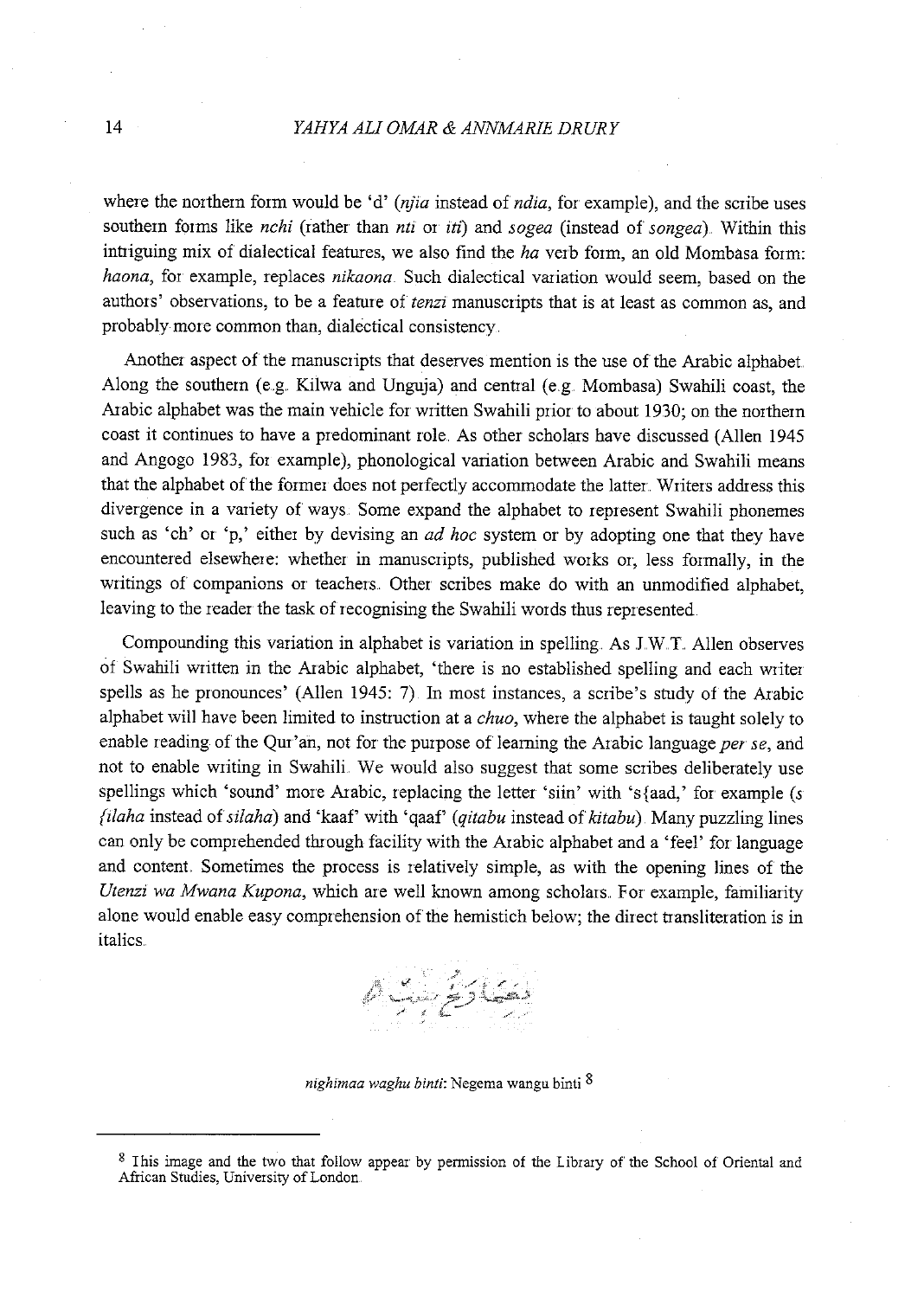where the northern form would be 'd' (*njia* instead of *ndia*, for example), and the scribe uses southern forms like *nchi* (rather than *nti* or *iti*) and *sogea* (instead of *songea*). Within this intriguing mix of dialectical features, we also find the *ha* verb form, an old Mombasa form: *haona*, for example, replaces *nikaona*. Such dialectical variation would seem, based on the authors' observations, to be a feature of *tenzi* manuscripts that is at least as common as, and probably more common than, dialectical consistency.

Another aspect of the manuscripts that deserves mention is the use of the Arabic alphabet. Along the southern (e.g. Kilwa and Unguja) and central (e.g. Mombasa) Swahili coast, the Arabic alphabet was the main vehicle for written Swahili prior to about 1930; on the northern coast it continues to have a predominant role. As other scholars have discussed (Allen 1945 and Angogo 1983, for example), phonological variation between Arabic and Swahili means that the alphabet of the former does not perfectly accommodate the latter. Writers address this divergence in a variety of ways. Some expand the alphabet to represent Swahili phonemes such as 'ch' or 'p,' either by devising an *ad hoc* system or by adopting one that they have encountered elsewhere: whether in manuscripts, published works or, less formally, in the writings of companions or teachers. Other scribes make do with an unmodified alphabet, leaving to the reader the task of recognising the Swahili words thus represented.

Compounding this variation in alphabet is variation in spelling. As J.W.T. Allen observes of Swahili written in the Arabic alphabet, 'there is no established spelling and each writer spells as he pronounces' (Allen 1945: 7). In most instances, a scribe's study of the Arabic alphabet will have been limited to instruction at a *chuo*, where the alphabet is taught solely to enable reading of the Qur'an, not for the purpose of learning the Arabic language *per se*, and not to enable writing in Swahili. We would also suggest that some scribes deliberately use spellings which 'sound' more Arabic, replacing the letter 'siin' with 's{aad,' for example (*s{ilaha* instead of *silaha*) and 'kaaf' with 'qaaf' (*qitabu* instead of *kitabu*). Many puzzling lines can only be comprehended through facility with the Arabic alphabet and a 'feel' for language and content. Sometimes the process is relatively simple, as with the opening lines of the *Utenzi wa Mwana Kupona*, which are well known among scholars. For example, familiarity alone would enable easy comprehension of the hemistich below; the direct transliteration is in italics.

*nighimaa waghu binti*: Negema wangu binti [8]

[8] This image and the two that follow appear by permission of the Library of the School of Oriental and African Studies, University of London.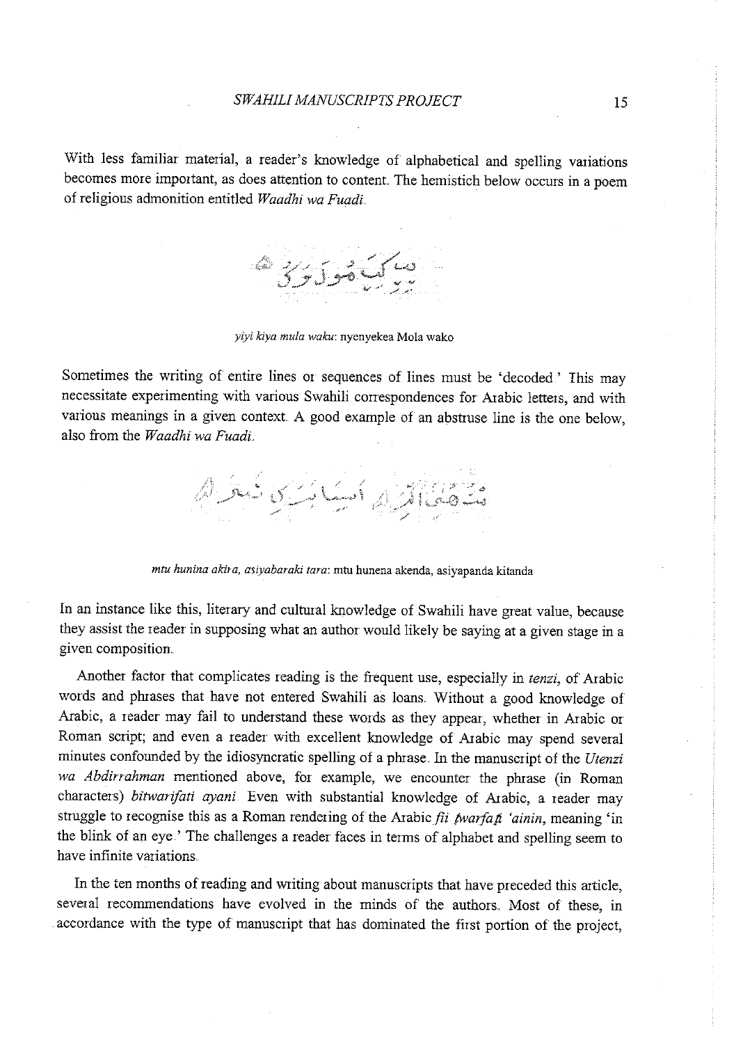With less familiar material, a reader's knowledge of alphabetical and spelling variations becomes more important, as does attention to content. The hemistich below occurs in a poem of religious admonition entitled *Waadhi wa Fuadi*.

*yiyi kiya mula waku*: nyenyekea Mola wako

Sometimes the writing of entire lines or sequences of lines must be 'decoded.' This may necessitate experimenting with various Swahili correspondences for Arabic letters, and with various meanings in a given context. A good example of an abstruse line is the one below, also from the *Waadhi wa Fuadi*.

*mtu hunina akira, asiyabaraki tara*: mtu hunena akenda, asiyapanda kitanda

In an instance like this, literary and cultural knowledge of Swahili have great value, because they assist the reader in supposing what an author would likely be saying at a given stage in a given composition.

Another factor that complicates reading is the frequent use, especially in *tenzi*, of Arabic words and phrases that have not entered Swahili as loans. Without a good knowledge of Arabic, a reader may fail to understand these words as they appear, whether in Arabic or Roman script; and even a reader with excellent knowledge of Arabic may spend several minutes confounded by the idiosyncratic spelling of a phrase. In the manuscript of the *Utenzi wa Abdirrahman* mentioned above, for example, we encounter the phrase (in Roman characters) *bitwarifati ayani*. Even with substantial knowledge of Arabic, a reader may struggle to recognise this as a Roman rendering of the Arabic *fii ṭwarfati 'ainin*, meaning 'in the blink of an eye.' The challenges a reader faces in terms of alphabet and spelling seem to have infinite variations.

In the ten months of reading and writing about manuscripts that have preceded this article, several recommendations have evolved in the minds of the authors. Most of these, in accordance with the type of manuscript that has dominated the first portion of the project,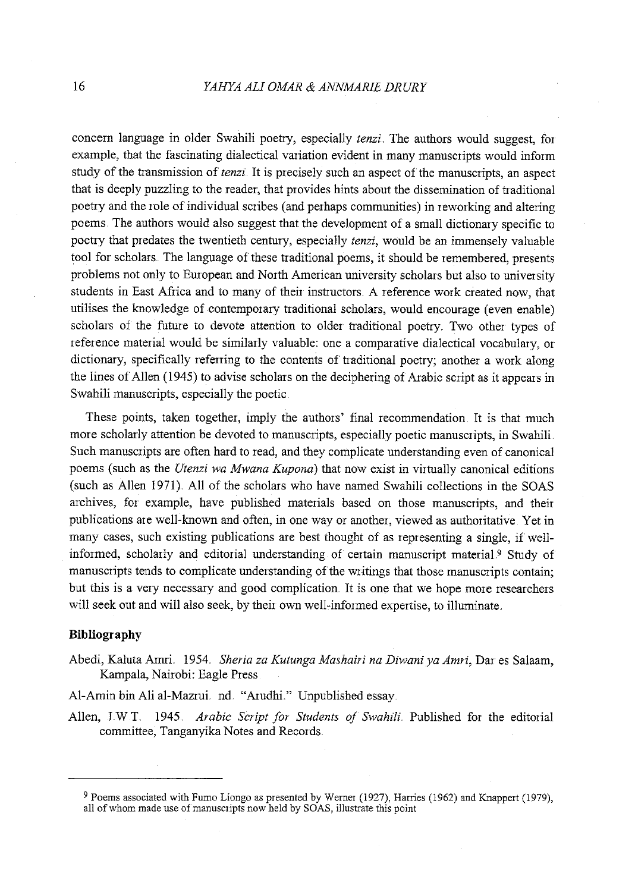concern language in older Swahili poetry, especially *tenzi*. The authors would suggest, for example, that the fascinating dialectical variation evident in many manuscripts would inform study of the transmission of *tenzi*. It is precisely such an aspect of the manuscripts, an aspect that is deeply puzzling to the reader, that provides hints about the dissemination of traditional poetry and the role of individual scribes (and perhaps communities) in reworking and altering poems. The authors would also suggest that the development of a small dictionary specific to poetry that predates the twentieth century, especially *tenzi*, would be an immensely valuable tool for scholars. The language of these traditional poems, it should be remembered, presents problems not only to European and North American university scholars but also to university students in East Africa and to many of their instructors. A reference work created now, that utilises the knowledge of contemporary traditional scholars, would encourage (even enable) scholars of the future to devote attention to older traditional poetry. Two other types of reference material would be similarly valuable: one a comparative dialectical vocabulary, or dictionary, specifically referring to the contents of traditional poetry; another a work along the lines of Allen (1945) to advise scholars on the deciphering of Arabic script as it appears in Swahili manuscripts, especially the poetic.

These points, taken together, imply the authors' final recommendation. It is that much more scholarly attention be devoted to manuscripts, especially poetic manuscripts, in Swahili. Such manuscripts are often hard to read, and they complicate understanding even of canonical poems (such as the *Utenzi wa Mwana Kupona*) that now exist in virtually canonical editions (such as Allen 1971). All of the scholars who have named Swahili collections in the SOAS archives, for example, have published materials based on those manuscripts, and their publications are well-known and often, in one way or another, viewed as authoritative. Yet in many cases, such existing publications are best thought of as representing a single, if well-informed, scholarly and editorial understanding of certain manuscript material.[9] Study of manuscripts tends to complicate understanding of the writings that those manuscripts contain; but this is a very necessary and good complication. It is one that we hope more researchers will seek out and will also seek, by their own well-informed expertise, to illuminate.

## Bibliography

Abedi, Kaluta Amri. 1954. *Sheria za Kutunga Mashairi na Diwani ya Amri*, Dar es Salaam, Kampala, Nairobi: Eagle Press.

Al-Amin bin Ali al-Mazrui. nd. "Arudhi." Unpublished essay.

Allen, J.W.T. 1945. *Arabic Script for Students of Swahili*. Published for the editorial committee, Tanganyika Notes and Records.

---

[9] Poems associated with Fumo Liongo as presented by Werner (1927), Harries (1962) and Knappert (1979), all of whom made use of manuscripts now held by SOAS, illustrate this point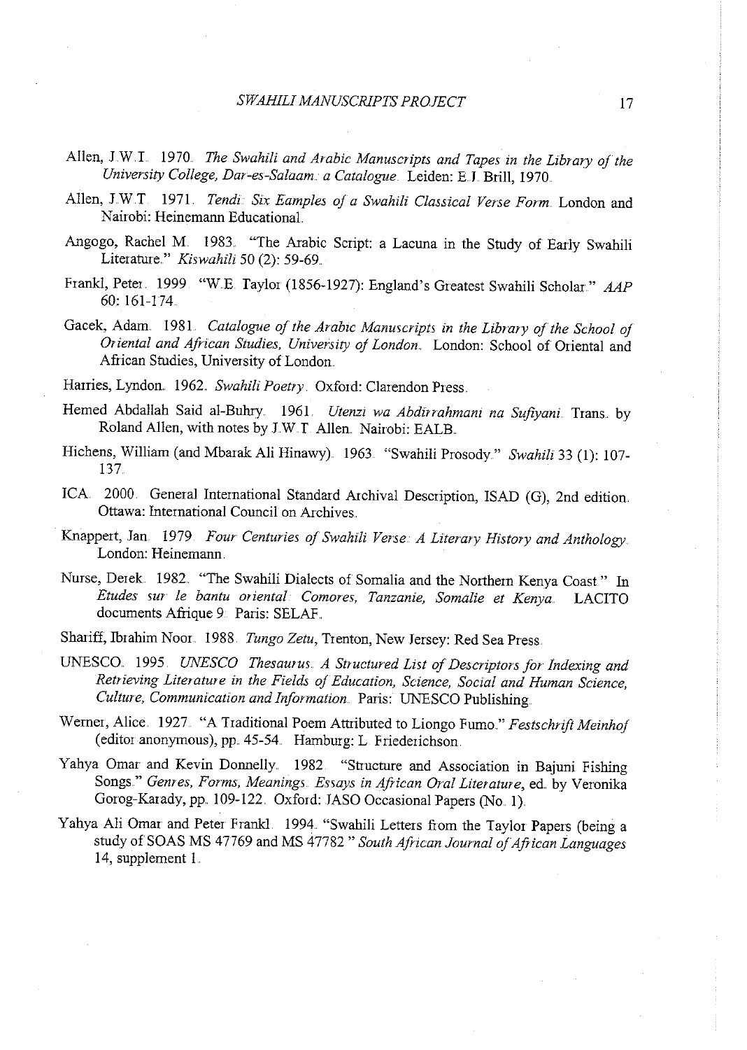Allen, J.W.T. 1970. *The Swahili and Arabic Manuscripts and Tapes in the Library of the University College, Dar-es-Salaam: a Catalogue*. Leiden: E.J. Brill, 1970.

Allen, J.W.T. 1971. *Tendi: Six Eamples of a Swahili Classical Verse Form*. London and Nairobi: Heinemann Educational.

Angogo, Rachel M. 1983. "The Arabic Script: a Lacuna in the Study of Early Swahili Literature." *Kiswahili* 50 (2): 59-69.

Frankl, Peter. 1999. "W.E. Taylor (1856-1927): England's Greatest Swahili Scholar." *AAP* 60: 161-174.

Gacek, Adam. 1981. *Catalogue of the Arabic Manuscripts in the Library of the School of Oriental and African Studies, University of London*. London: School of Oriental and African Studies, University of London.

Harries, Lyndon. 1962. *Swahili Poetry*. Oxford: Clarendon Press.

Hemed Abdallah Said al-Buhry. 1961. *Utenzi wa Abdirrahmani na Sufiyani*. Trans. by Roland Allen, with notes by J.W.T. Allen. Nairobi: EALB.

Hichens, William (and Mbarak Ali Hinawy). 1963. "Swahili Prosody." *Swahili* 33 (1): 107-137.

ICA. 2000. General International Standard Archival Description, ISAD (G), 2nd edition. Ottawa: International Council on Archives.

Knappert, Jan. 1979. *Four Centuries of Swahili Verse: A Literary History and Anthology*. London: Heinemann.

Nurse, Derek. 1982. "The Swahili Dialects of Somalia and the Northern Kenya Coast." In *Etudes sur le bantu oriental: Comores, Tanzanie, Somalie et Kenya*. LACITO documents Afrique 9. Paris: SELAF.

Shariff, Ibrahim Noor. 1988. *Tungo Zetu*, Trenton, New Jersey: Red Sea Press.

UNESCO. 1995. *UNESCO Thesaurus: A Structured List of Descriptors for Indexing and Retrieving Literature in the Fields of Education, Science, Social and Human Science, Culture, Communication and Information*. Paris: UNESCO Publishing.

Werner, Alice. 1927. "A Traditional Poem Attributed to Liongo Fumo." *Festschrift Meinhof* (editor anonymous), pp. 45-54. Hamburg: L. Friederichson.

Yahya Omar and Kevin Donnelly. 1982. "Structure and Association in Bajuni Fishing Songs." *Genres, Forms, Meanings: Essays in African Oral Literature*, ed. by Veronika Gorog-Karady, pp. 109-122. Oxford: JASO Occasional Papers (No. 1).

Yahya Ali Omar and Peter Frankl. 1994. "Swahili Letters from the Taylor Papers (being a study of SOAS MS 47769 and MS 47782." *South African Journal of African Languages* 14, supplement 1.